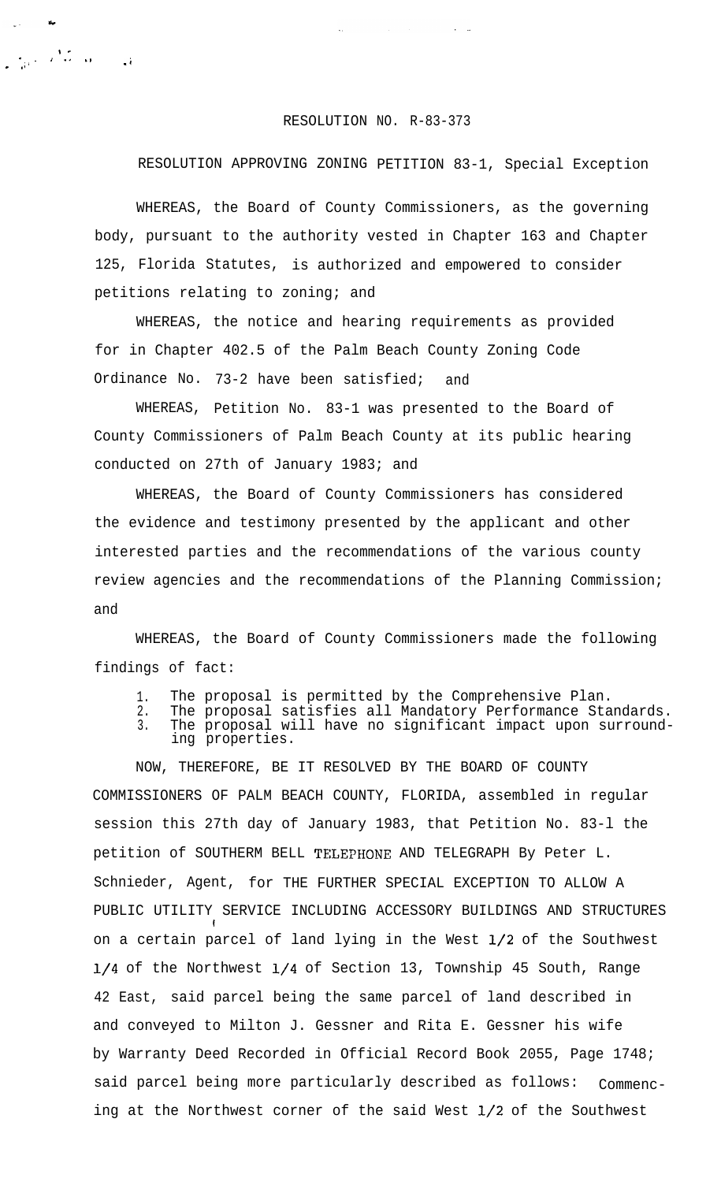RESOLUTION NO. R-83-373

RESOLUTION APPROVING ZONING PETITION 83-1, Special Exception

WHEREAS, the Board of County Commissioners, as the governing body, pursuant to the authority vested in Chapter 163 and Chapter 125, Florida Statutes, is authorized and empowered to consider petitions relating to zoning; and

WHEREAS, the notice and hearing requirements as provided for in Chapter 402.5 of the Palm Beach County Zoning Code Ordinance No. 73-2 have been satisfied; and

WHEREAS, Petition No. 83-1 was presented to the Board of County Commissioners of Palm Beach County at its public hearing conducted on 27th of January 1983; and

WHEREAS, the Board of County Commissioners has considered the evidence and testimony presented by the applicant and other interested parties and the recommendations of the various county review agencies and the recommendations of the Planning Commission; and

WHEREAS, the Board of County Commissioners made the following findings of fact:

1. The proposal is permitted by the Comprehensive Plan.
2. The proposal satisfies all Mandatory Performance Standards.
3. The proposal will have no significant impact upon surrounding properties.

NOW, THEREFORE, BE IT RESOLVED BY THE BOARD OF COUNTY COMMISSIONERS OF PALM BEACH COUNTY, FLORIDA, assembled in regular session this 27th day of January 1983, that Petition No. 83-l the petition of SOUTHERM BELL TELEPHONE AND TELEGRAPH By Peter L. Schnieder, Agent, for THE FURTHER SPECIAL EXCEPTION TO ALLOW A PUBLIC UTILITY SERVICE INCLUDING ACCESSORY BUILDINGS AND STRUCTURES on a certain parcel of land lying in the West 1/2 of the Southwest 1/4 of the Northwest 1/4 of Section 13, Township 45 South, Range 42 East, said parcel being the same parcel of land described in and conveyed to Milton J. Gessner and Rita E. Gessner his wife by Warranty Deed Recorded in Official Record Book 2055, Page 1748; said parcel being more particularly described as follows: Commencing at the Northwest corner of the said West 1/2 of the Southwest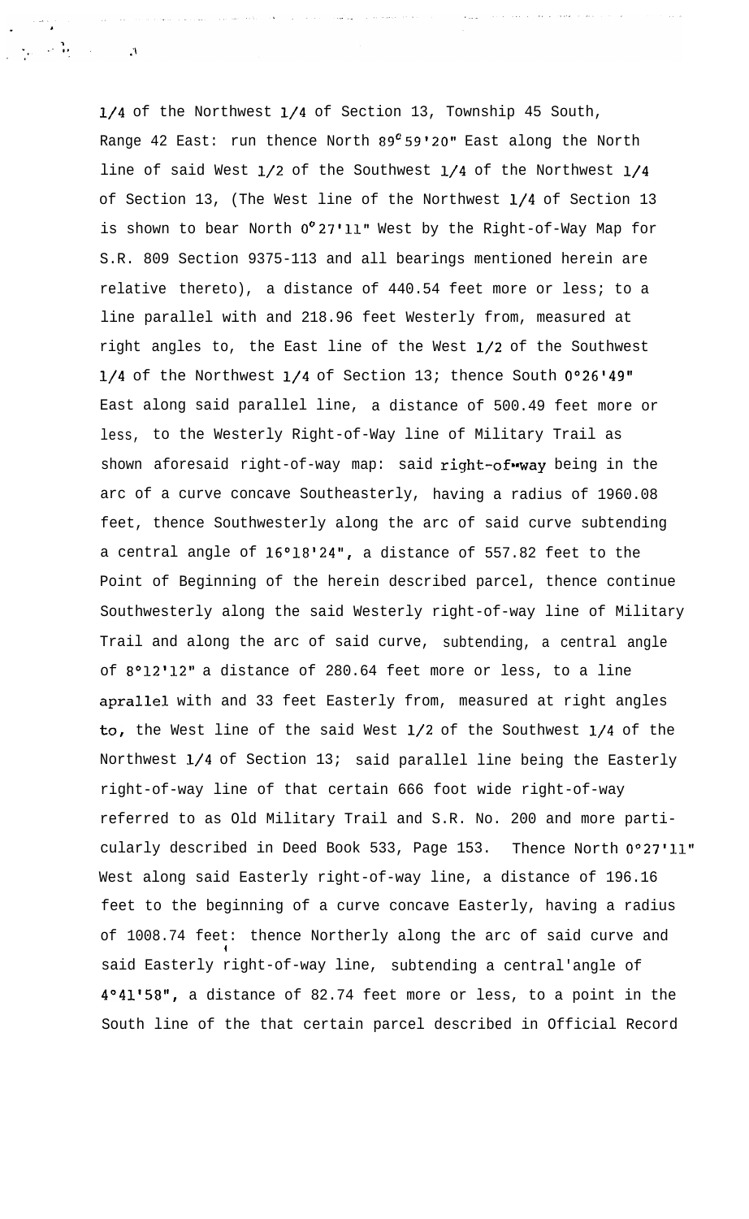1/4 of the Northwest 1/4 of Section 13, Township 45 South, Range 42 East: run thence North 89°59'20" East along the North line of said West 1/2 of the Southwest 1/4 of the Northwest 1/4 of Section 13, (The West line of the Northwest 1/4 of Section 13 is shown to bear North 0°27'11" West by the Right-of-Way Map for S.R. 809 Section 9375-113 and all bearings mentioned herein are relative thereto), a distance of 440.54 feet more or less; to a line parallel with and 218.96 feet Westerly from, measured at right angles to, the East line of the West 1/2 of the Southwest 1/4 of the Northwest 1/4 of Section 13; thence South 0°26'49" East along said parallel line, a distance of 500.49 feet more or less, to the Westerly Right-of-Way line of Military Trail as shown aforesaid right-of-way map: said right-of-way being in the arc of a curve concave Southeasterly, having a radius of 1960.08 feet, thence Southwesterly along the arc of said curve subtending a central angle of 16°18'24", a distance of 557.82 feet to the Point of Beginning of the herein described parcel, thence continue Southwesterly along the said Westerly right-of-way line of Military Trail and along the arc of said curve, subtending, a central angle of 8°12'12" a distance of 280.64 feet more or less, to a line aprallel with and 33 feet Easterly from, measured at right angles to, the West line of the said West 1/2 of the Southwest 1/4 of the Northwest 1/4 of Section 13; said parallel line being the Easterly right-of-way line of that certain 666 foot wide right-of-way referred to as Old Military Trail and S.R. No. 200 and more particularly described in Deed Book 533, Page 153. Thence North 0°27'11" West along said Easterly right-of-way line, a distance of 196.16 feet to the beginning of a curve concave Easterly, having a radius of 1008.74 feet: thence Northerly along the arc of said curve and said Easterly right-of-way line, subtending a central'angle of 4°41'58", a distance of 82.74 feet more or less, to a point in the South line of the that certain parcel described in Official Record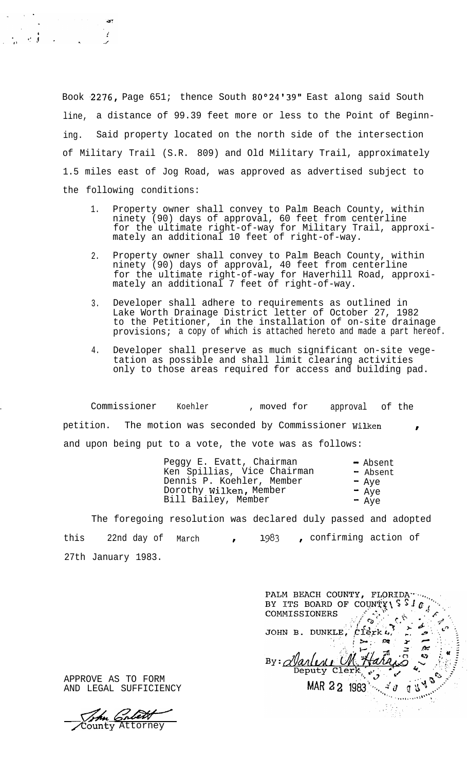Book 2276, Page 651; thence South 80°24'39" East along said South line, a distance of 99.39 feet more or less to the Point of Beginning. Said property located on the north side of the intersection of Military Trail (S.R. 809) and Old Military Trail, approximately 1.5 miles east of Jog Road, was approved as advertised subject to the following conditions:

1. Property owner shall convey to Palm Beach County, within ninety (90) days of approval, 60 feet from centerline for the ultimate right-of-way for Military Trail, approximately an additional 10 feet of right-of-way.

2. Property owner shall convey to Palm Beach County, within ninety (90) days of approval, 40 feet from centerline for the ultimate right-of-way for Haverhill Road, approximately an additional 7 feet of right-of-way.

3. Developer shall adhere to requirements as outlined in Lake Worth Drainage District letter of October 27, 1982 to the Petitioner, in the installation of on-site drainage provisions; a copy of which is attached hereto and made a part hereof.

4. Developer shall preserve as much significant on-site vegetation as possible and shall limit clearing activities only to those areas required for access and building pad.

Commissioner Koehler, moved for approval of the petition. The motion was seconded by Commissioner Wilken, and upon being put to a vote, the vote was as follows:

Peggy E. Evatt, Chairman - Absent
Ken Spillias, Vice Chairman - Absent
Dennis P. Koehler, Member - Aye
Dorothy Wilken, Member - Aye
Bill Bailey, Member - Aye

The foregoing resolution was declared duly passed and adopted this 22nd day of March, 1983, confirming action of 27th January 1983.

PALM BEACH COUNTY, FLORIDA
BY ITS BOARD OF COUNTY COMMISSIONERS

JOHN B. DUNKLE, Clerk

By: Darlene M. Harris
Deputy Clerk

MAR 22 1983

APPROVE AS TO FORM
AND LEGAL SUFFICIENCY

County Attorney